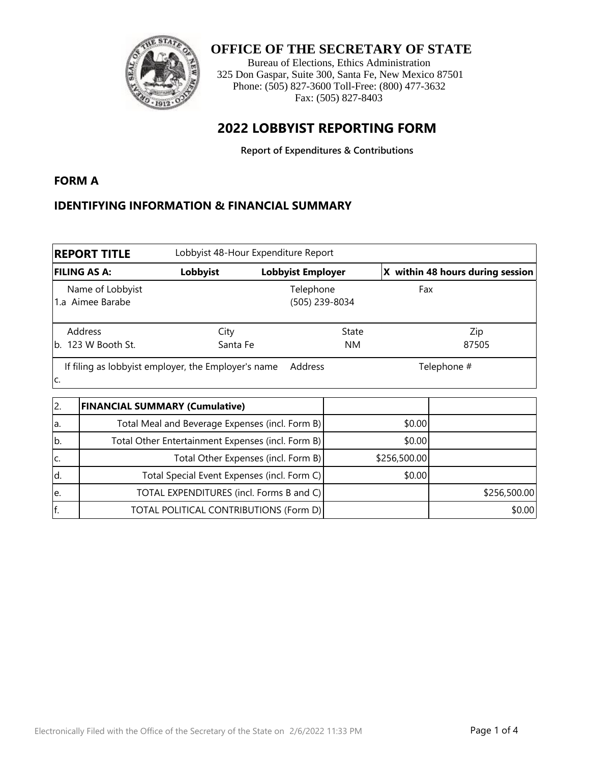# OFFICE OF THE SECRETARY OF STATE

Bureau of Elections, Ethics Administration
325 Don Gaspar, Suite 300, Santa Fe, New Mexico 87501
Phone: (505) 827-3600 Toll-Free: (800) 477-3632
Fax: (505) 827-8403

## 2022 LOBBYIST REPORTING FORM

**Report of Expenditures & Contributions**

### FORM A

### IDENTIFYING INFORMATION & FINANCIAL SUMMARY

| **REPORT TITLE** | Lobbyist 48-Hour Expenditure Report | | |
|---|---|---|---|
| **FILING AS A:** | **Lobbyist** | **Lobbyist Employer** | **X within 48 hours during session** |
| Name of Lobbyist<br>1.a Aimee Barabe | | Telephone<br>(505) 239-8034 | Fax |
| Address<br>b. 123 W Booth St. | City<br>Santa Fe | State<br>NM | Zip<br>87505 |
| If filing as lobbyist employer, the Employer's name<br>c. | | Address | Telephone # |

| 2. | **FINANCIAL SUMMARY (Cumulative)** | | |
|---|---|---|---|
| a. | Total Meal and Beverage Expenses (incl. Form B) | $0.00 | |
| b. | Total Other Entertainment Expenses (incl. Form B) | $0.00 | |
| c. | Total Other Expenses (incl. Form B) | $256,500.00 | |
| d. | Total Special Event Expenses (incl. Form C) | $0.00 | |
| e. | TOTAL EXPENDITURES (incl. Forms B and C) | | $256,500.00 |
| f. | TOTAL POLITICAL CONTRIBUTIONS (Form D) | | $0.00 |

Electronically Filed with the Office of the Secretary of the State on 2/6/2022 11:33 PM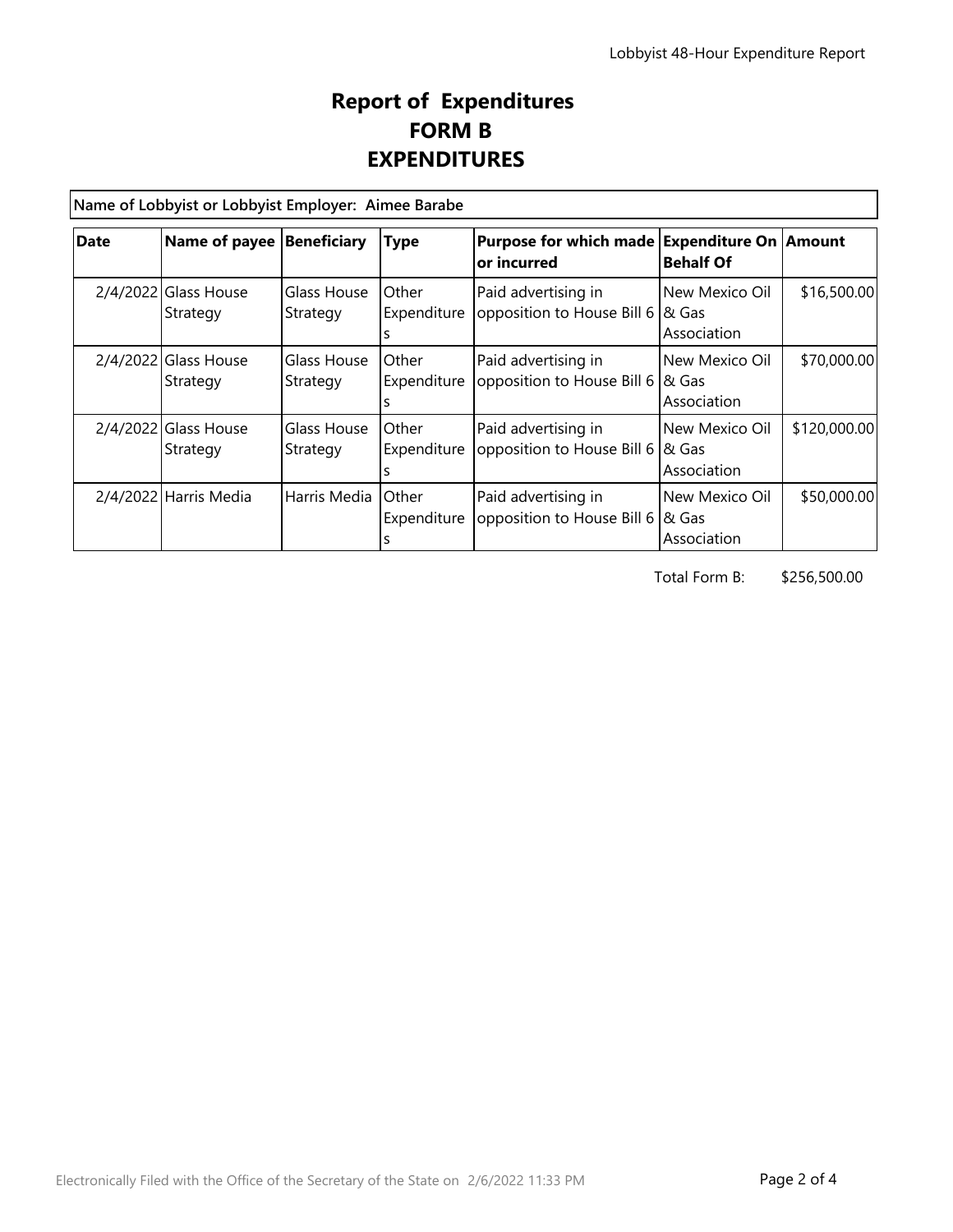# Report of Expenditures
# FORM B
# EXPENDITURES

**Name of Lobbyist or Lobbyist Employer: Aimee Barabe**

| Date | Name of payee | Beneficiary | Type | Purpose for which made or incurred | Expenditure On Behalf Of | Amount |
|---|---|---|---|---|---|---|
| 2/4/2022 | Glass House Strategy | Glass House Strategy | Other Expenditures | Paid advertising in opposition to House Bill 6 | New Mexico Oil & Gas Association | $16,500.00 |
| 2/4/2022 | Glass House Strategy | Glass House Strategy | Other Expenditures | Paid advertising in opposition to House Bill 6 | New Mexico Oil & Gas Association | $70,000.00 |
| 2/4/2022 | Glass House Strategy | Glass House Strategy | Other Expenditures | Paid advertising in opposition to House Bill 6 | New Mexico Oil & Gas Association | $120,000.00 |
| 2/4/2022 | Harris Media | Harris Media | Other Expenditures | Paid advertising in opposition to House Bill 6 | New Mexico Oil & Gas Association | $50,000.00 |

Total Form B: $256,500.00

Electronically Filed with the Office of the Secretary of the State on 2/6/2022 11:33 PM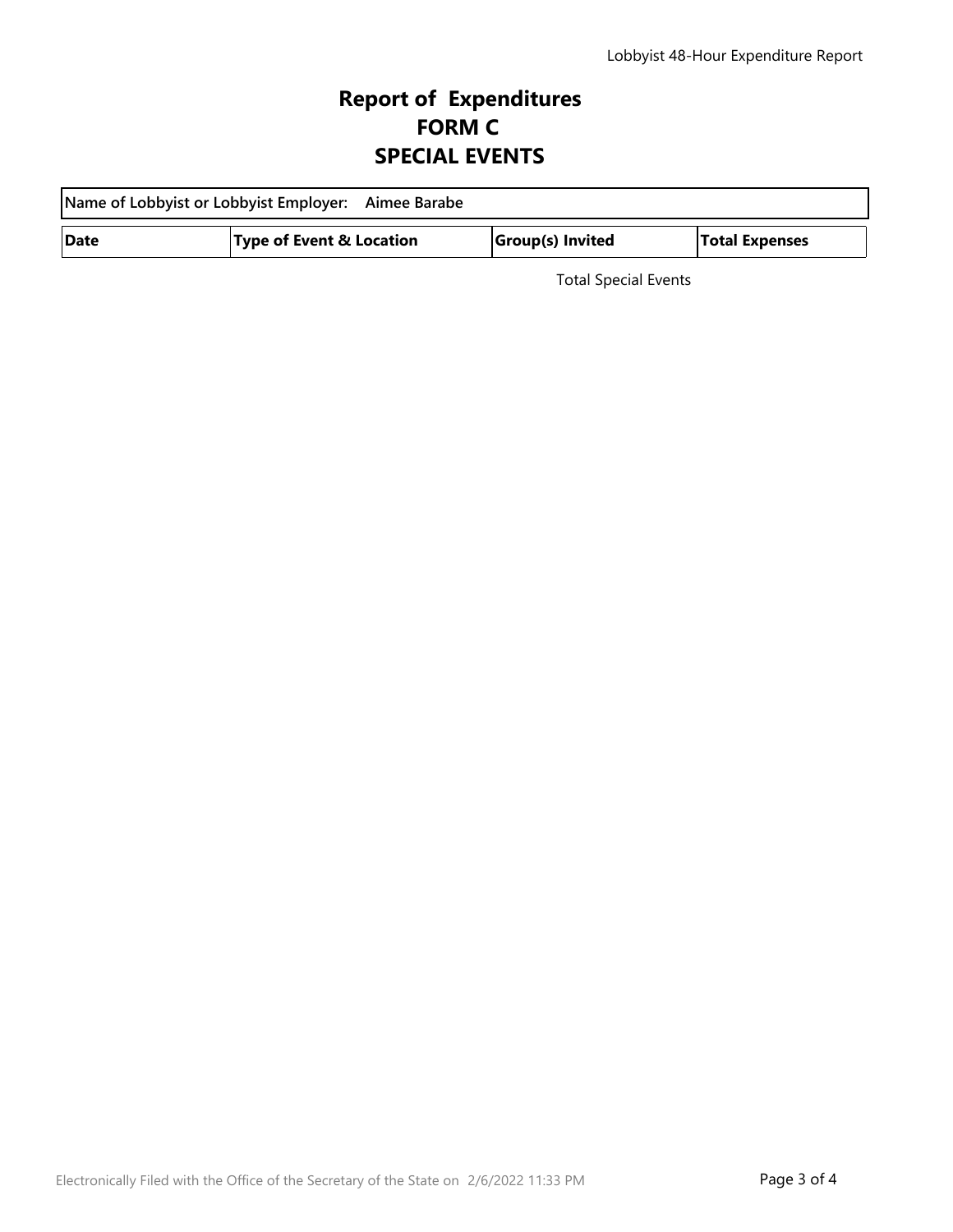# Report of Expenditures
# FORM C
# SPECIAL EVENTS

**Name of Lobbyist or Lobbyist Employer:** **Aimee Barabe**

| Date | Type of Event & Location | Group(s) Invited | Total Expenses |
|---|---|---|---|

Total Special Events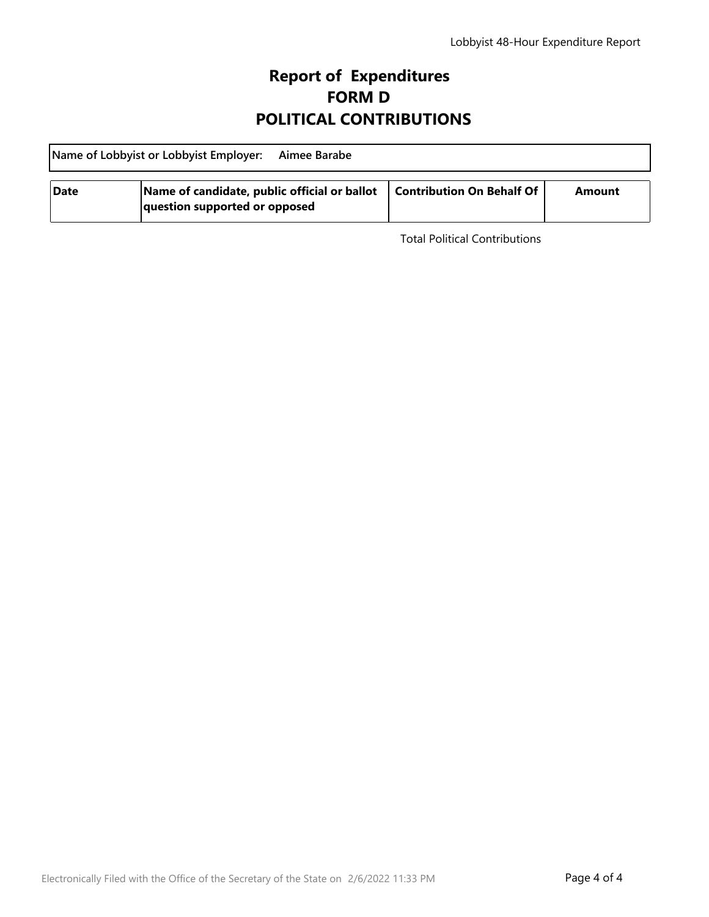# Report of Expenditures
## FORM D
## POLITICAL CONTRIBUTIONS

| Name of Lobbyist or Lobbyist Employer: Aimee Barabe |
|---|

| Date | Name of candidate, public official or ballot question supported or opposed | Contribution On Behalf Of | Amount |
|---|---|---|---|

Total Political Contributions

Electronically Filed with the Office of the Secretary of the State on 2/6/2022 11:33 PM